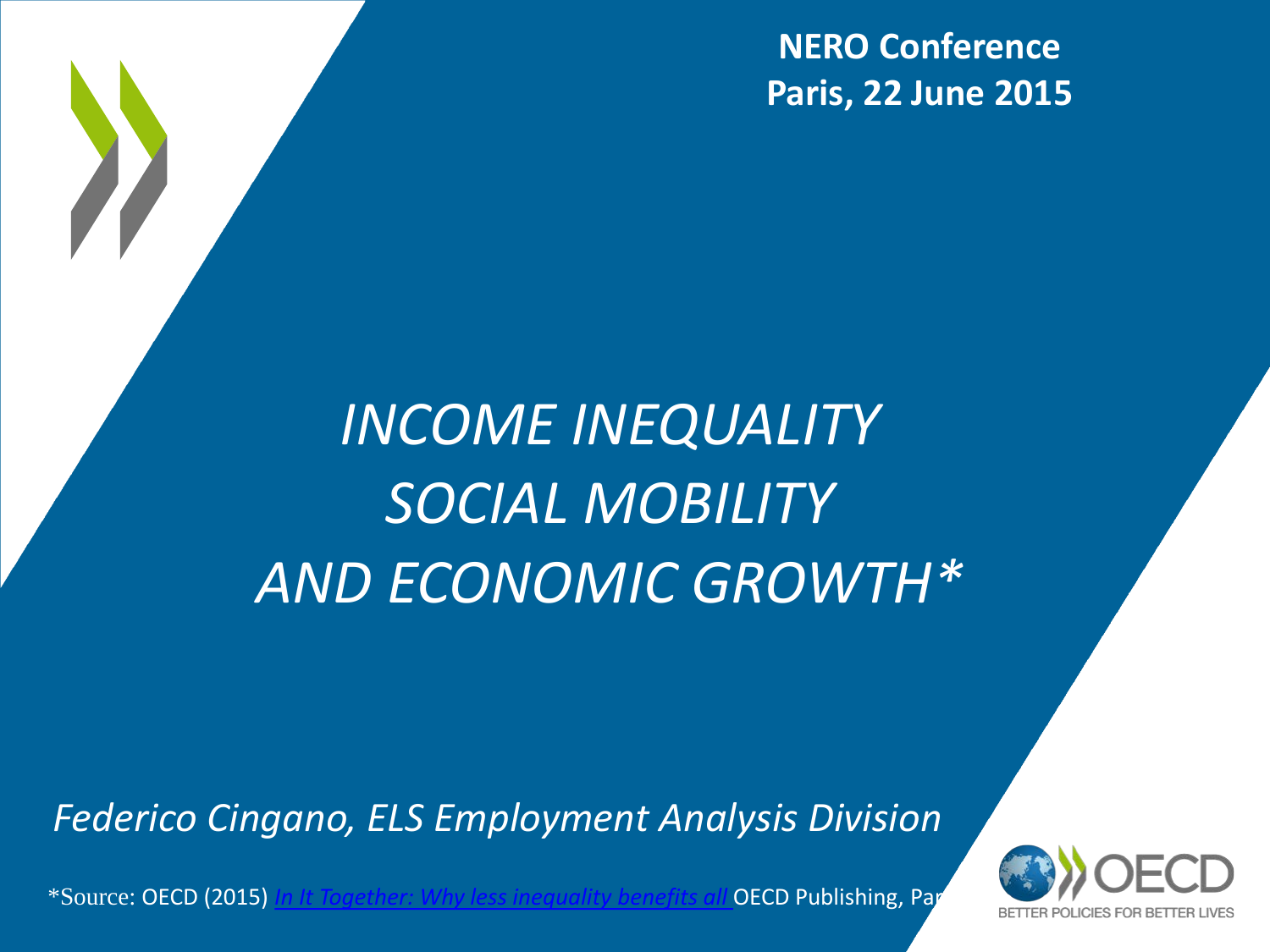**NERO Conference**
**Paris, 22 June 2015**

# *INCOME INEQUALITY SOCIAL MOBILITY AND ECONOMIC GROWTH**

*Federico Cingano, ELS Employment Analysis Division*

*Source: OECD (2015) *In It Together: Why less inequality benefits all* OECD Publishing, Par

OECD
BETTER POLICIES FOR BETTER LIVES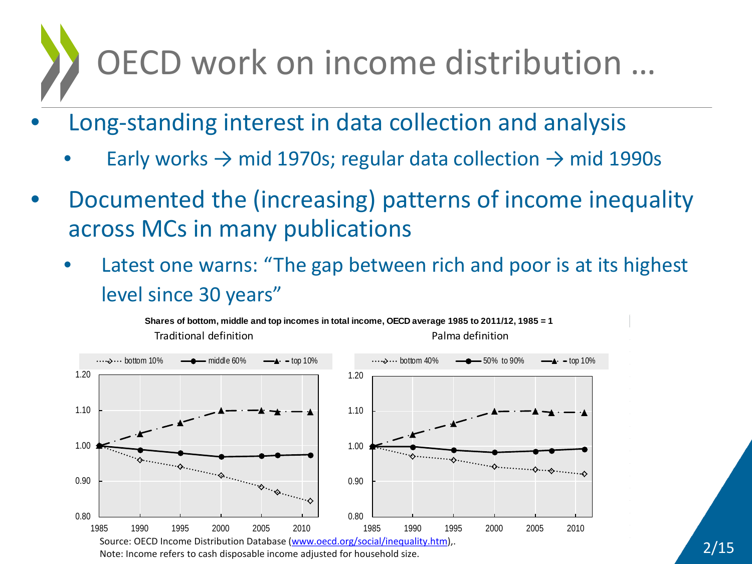# OECD work on income distribution …

- Long-standing interest in data collection and analysis
  - Early works → mid 1970s; regular data collection → mid 1990s
- Documented the (increasing) patterns of income inequality across MCs in many publications
  - Latest one warns: "The gap between rich and poor is at its highest level since 30 years"

**Shares of bottom, middle and top incomes in total income, OECD average 1985 to 2011/12, 1985 = 1**

Traditional definition

Palma definition

Source: OECD Income Distribution Database (www.oecd.org/social/inequality.htm),.

Note: Income refers to cash disposable income adjusted for household size.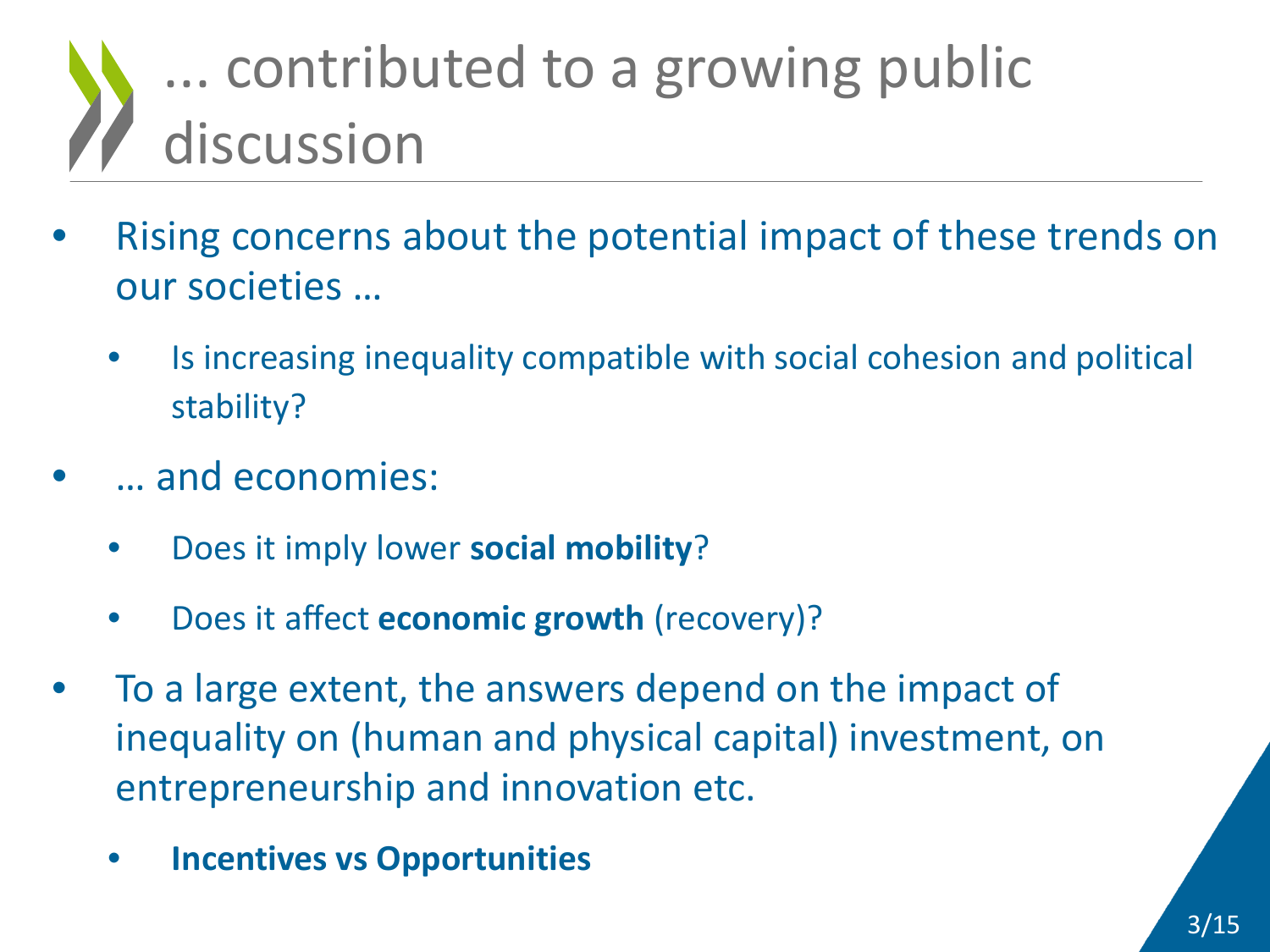# ... contributed to a growing public discussion

- Rising concerns about the potential impact of these trends on our societies …
    - Is increasing inequality compatible with social cohesion and political stability?
- … and economies:
    - Does it imply lower **social mobility**?
    - Does it affect **economic growth** (recovery)?
- To a large extent, the answers depend on the impact of inequality on (human and physical capital) investment, on entrepreneurship and innovation etc.
    - **Incentives vs Opportunities**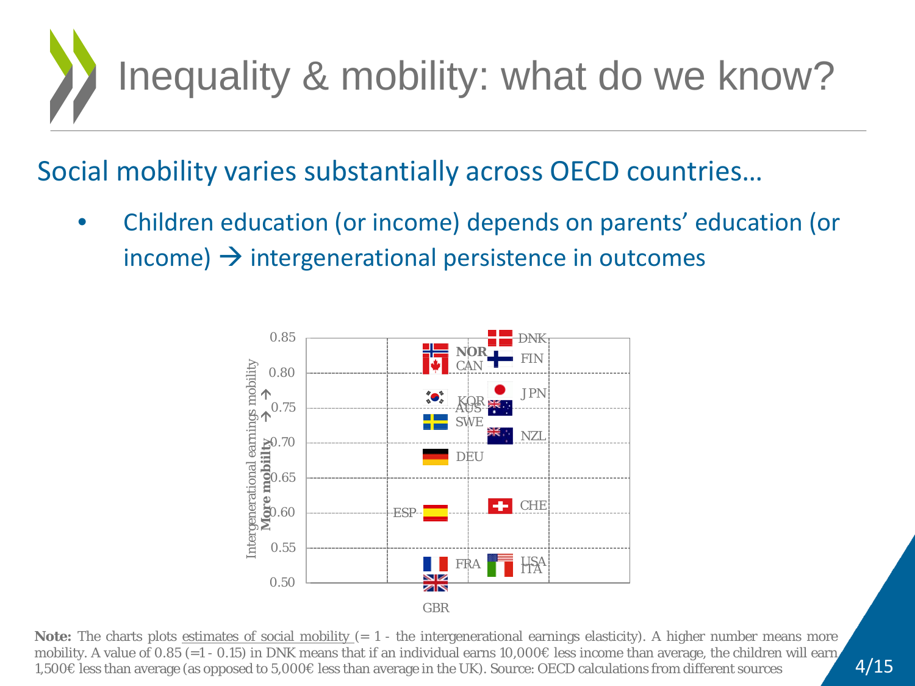# Inequality & mobility: what do we know?

## Social mobility varies substantially across OECD countries…

- Children education (or income) depends on parents' education (or income) → intergenerational persistence in outcomes

**Note:** The charts plots estimates of social mobility (= 1 - the intergenerational earnings elasticity). A higher number means more mobility. A value of 0.85 (=1 - 0.15) in DNK means that if an individual earns 10,000€ less income than average, the children will earn 1,500€ less than average (as opposed to 5,000€ less than average in the UK). Source: OECD calculations from different sources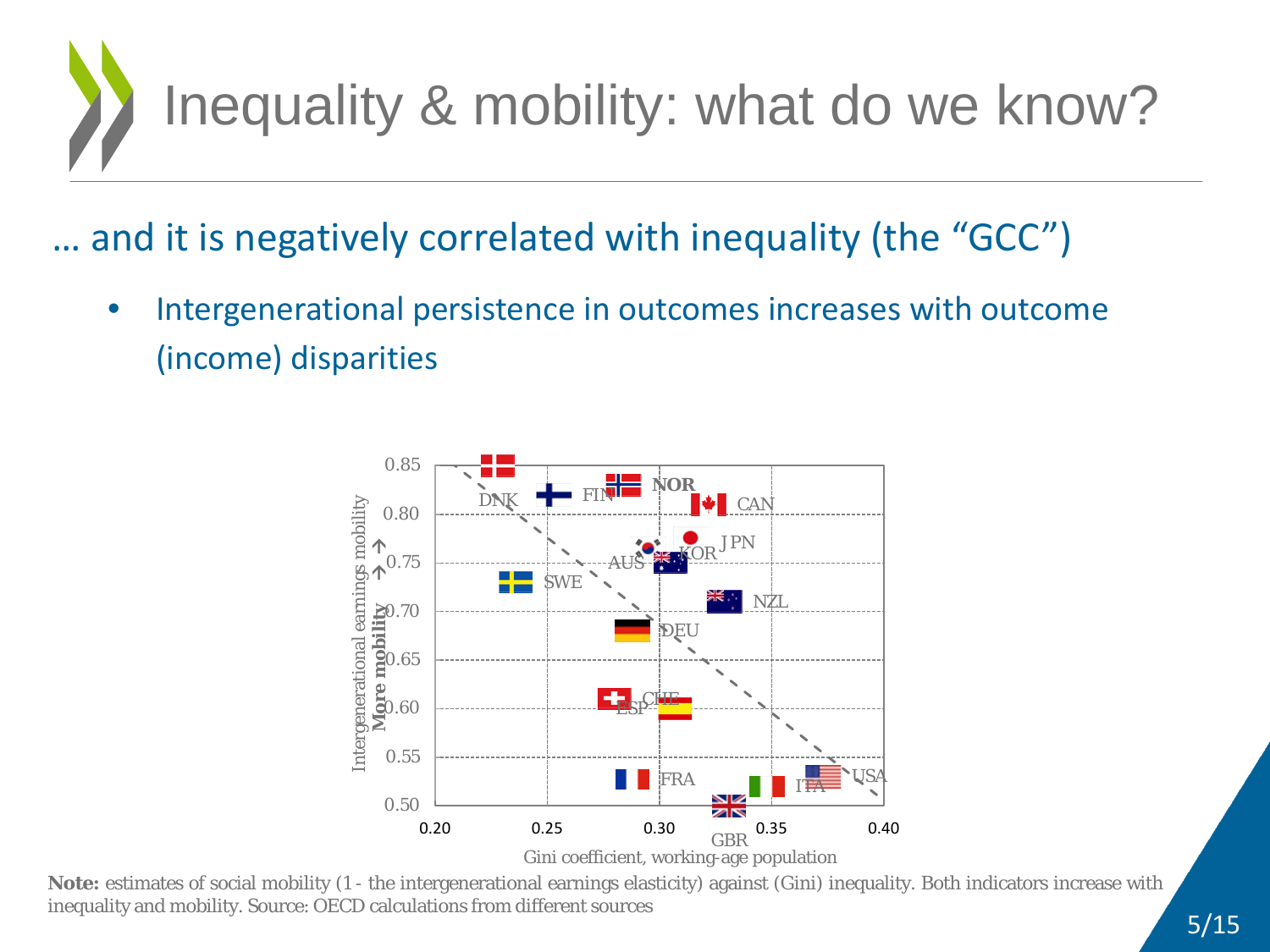# Inequality & mobility: what do we know?

## … and it is negatively correlated with inequality (the “GCC”)

- Intergenerational persistence in outcomes increases with outcome (income) disparities

**Note:** estimates of social mobility (1 - the intergenerational earnings elasticity) against (Gini) inequality. Both indicators increase with inequality and mobility. Source: OECD calculations from different sources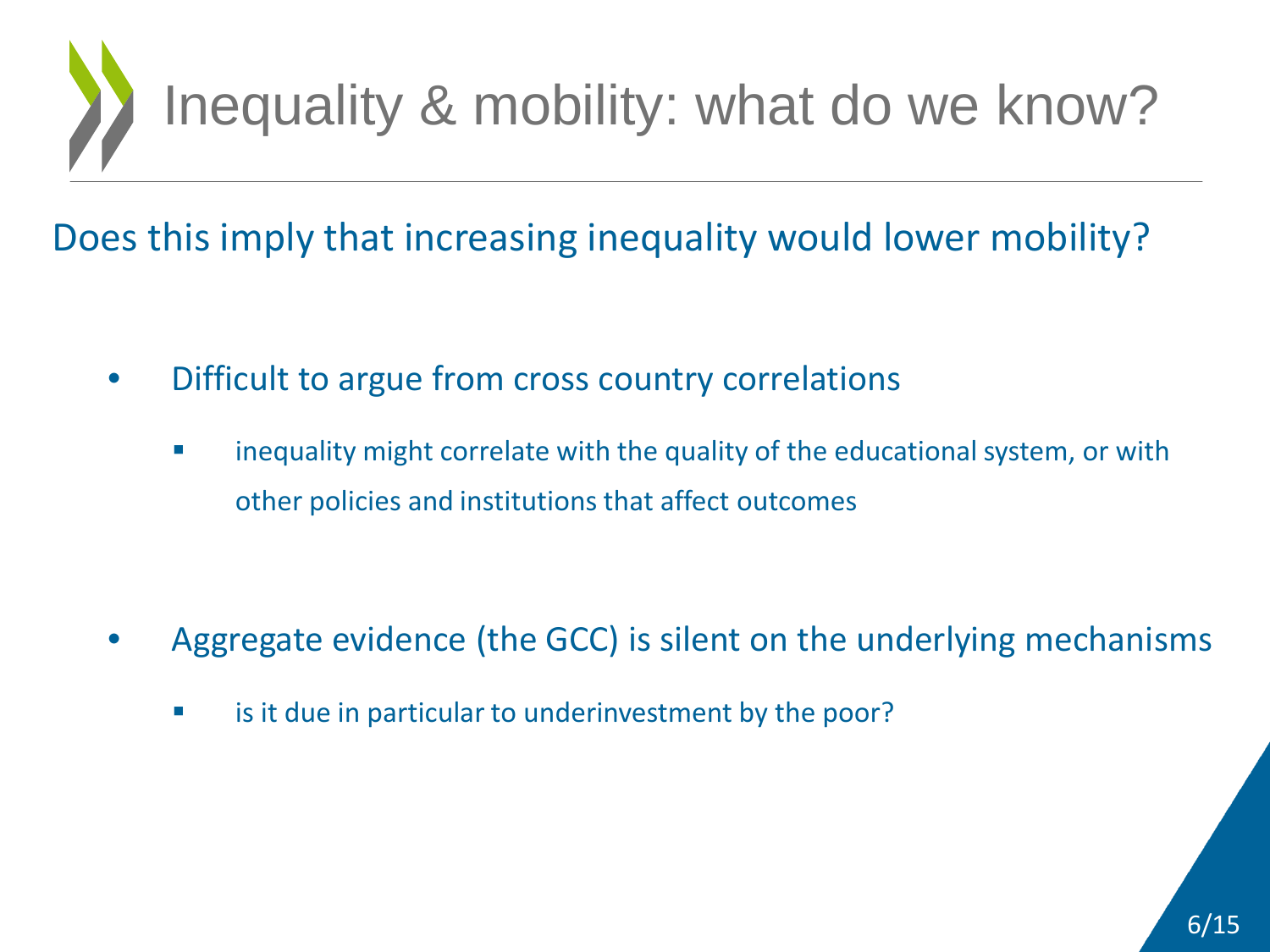# Inequality & mobility: what do we know?

## Does this imply that increasing inequality would lower mobility?

- Difficult to argue from cross country correlations
  - inequality might correlate with the quality of the educational system, or with other policies and institutions that affect outcomes

- Aggregate evidence (the GCC) is silent on the underlying mechanisms
  - is it due in particular to underinvestment by the poor?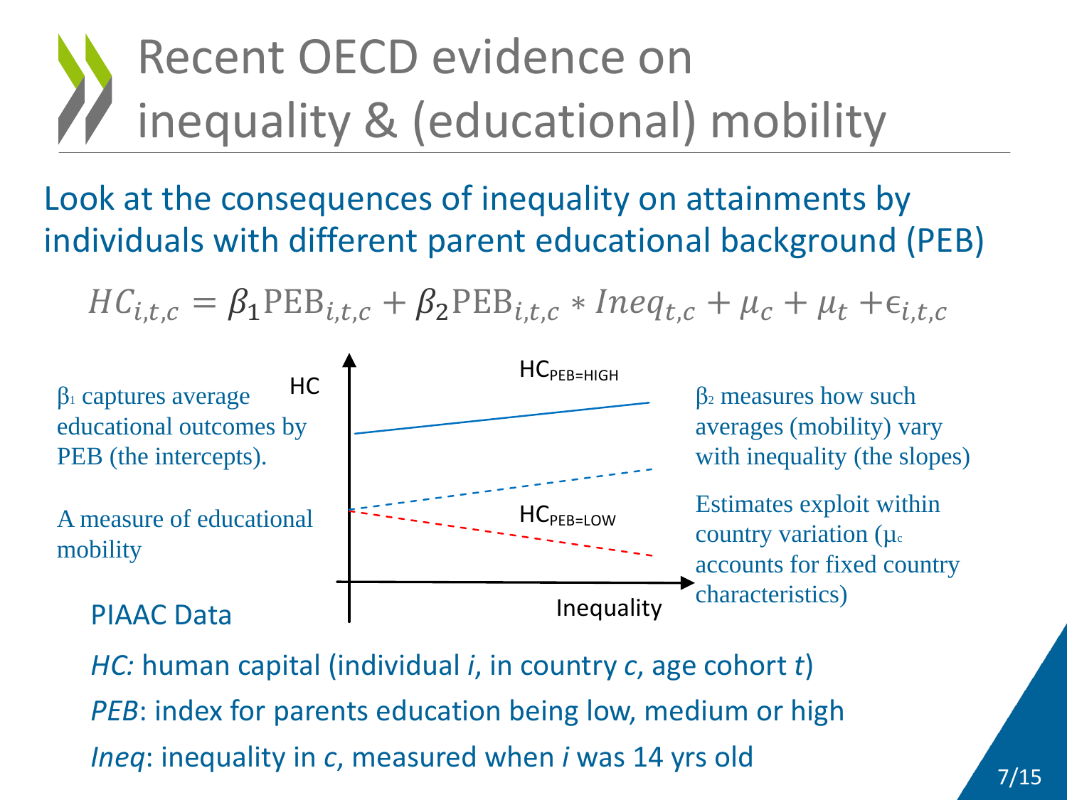# Recent OECD evidence on inequality & (educational) mobility

## Look at the consequences of inequality on attainments by individuals with different parent educational background (PEB)

$$HC_{i,t,c} = \beta_1 \text{PEB}_{i,t,c} + \beta_2 \text{PEB}_{i,t,c} * Ineq_{t,c} + \mu_c + \mu_t + \epsilon_{i,t,c}$$

$\beta_1$ captures average educational outcomes by PEB (the intercepts).

A measure of educational mobility

PIAAC Data

HC

$HC_{PEB=HIGH}$

$HC_{PEB=LOW}$

Inequality

$\beta_2$ measures how such averages (mobility) vary with inequality (the slopes)

Estimates exploit within country variation ($\mu_c$ accounts for fixed country characteristics)

*HC:* human capital (individual *i*, in country *c*, age cohort *t*)

*PEB*: index for parents education being low, medium or high

*Ineq*: inequality in *c*, measured when *i* was 14 yrs old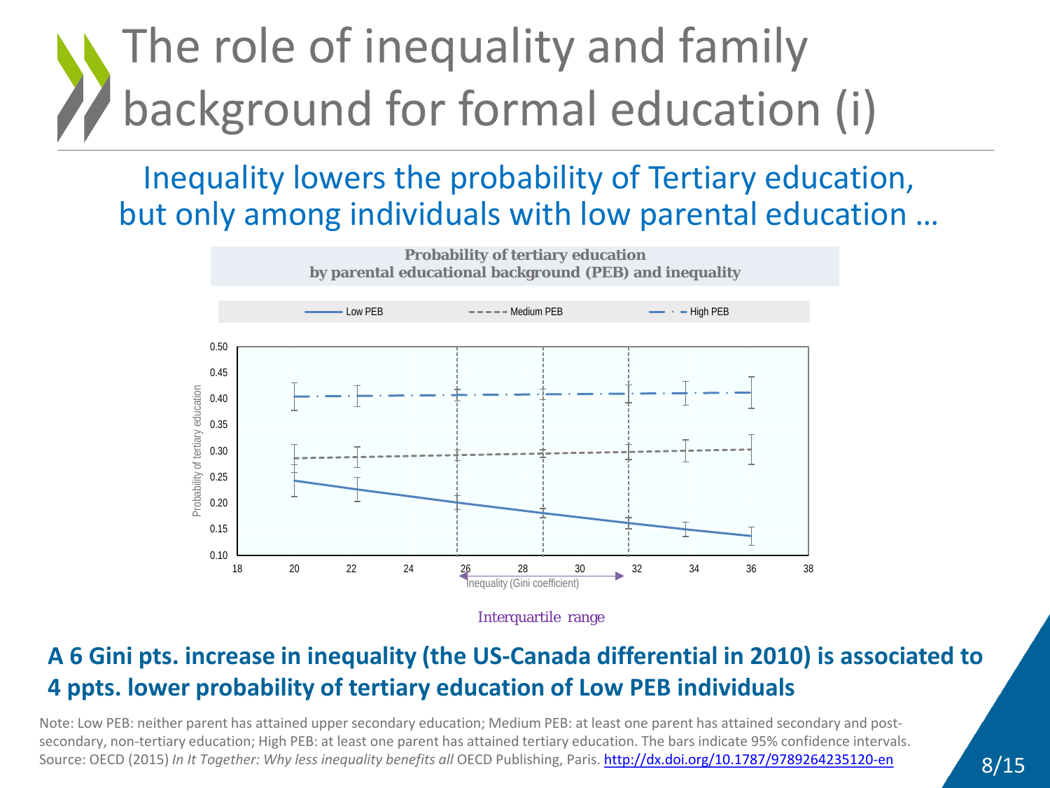# The role of inequality and family background for formal education (i)

## Inequality lowers the probability of Tertiary education, but only among individuals with low parental education …

**Probability of tertiary education by parental educational background (PEB) and inequality**

Low PEB — Medium PEB — High PEB

Probability of tertiary education

Inequality (Gini coefficient)

Interquartile range

**A 6 Gini pts. increase in inequality (the US-Canada differential in 2010) is associated to 4 ppts. lower probability of tertiary education of Low PEB individuals**

Note: Low PEB: neither parent has attained upper secondary education; Medium PEB: at least one parent has attained secondary and post-secondary, non-tertiary education; High PEB: at least one parent has attained tertiary education. The bars indicate 95% confidence intervals.
Source: OECD (2015) *In It Together: Why less inequality benefits all* OECD Publishing, Paris. http://dx.doi.org/10.1787/9789264235120-en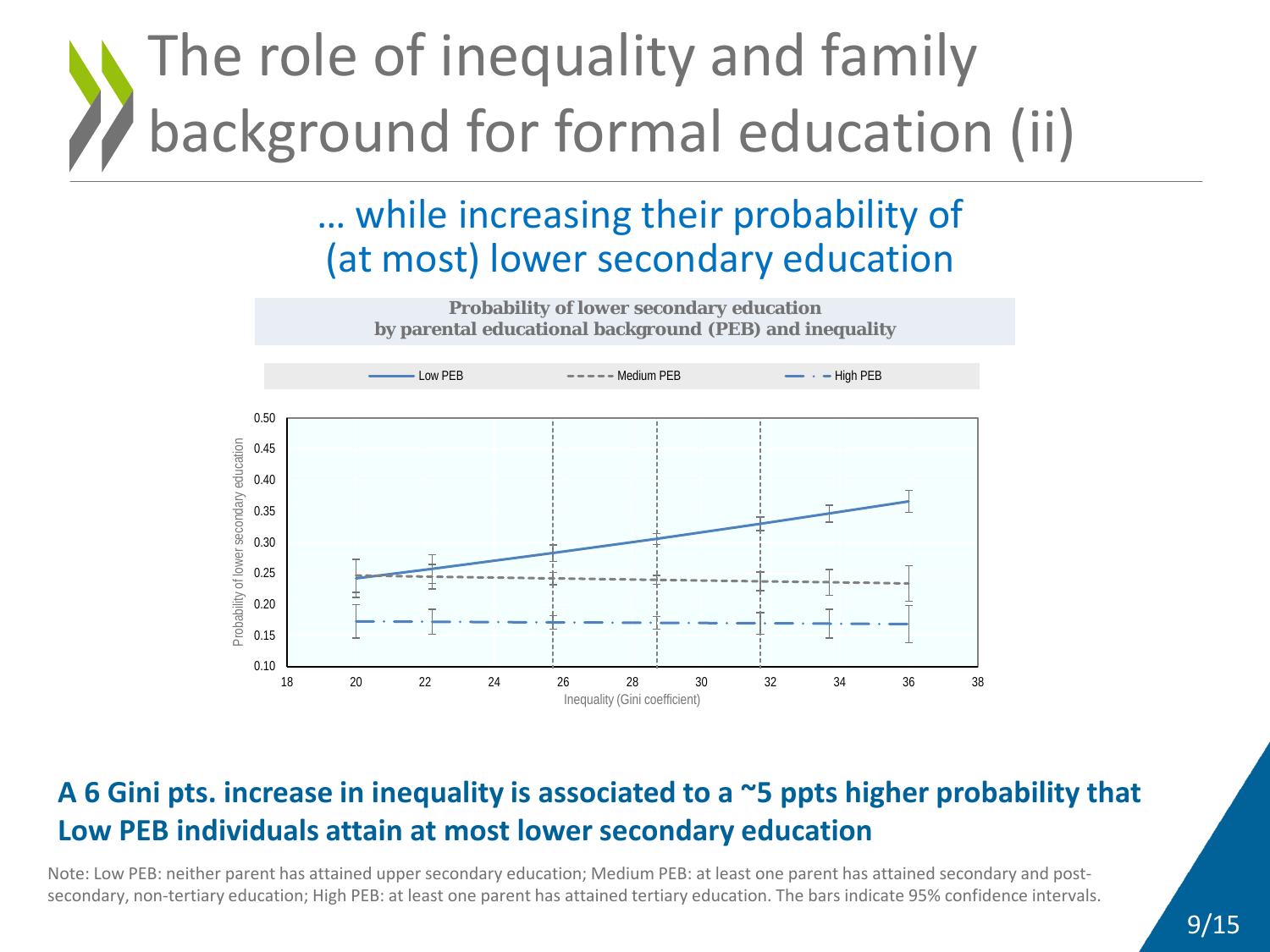# The role of inequality and family background for formal education (ii)

## … while increasing their probability of (at most) lower secondary education

**Probability of lower secondary education by parental educational background (PEB) and inequality**

**A 6 Gini pts. increase in inequality is associated to a ~5 ppts higher probability that Low PEB individuals attain at most lower secondary education**

Note: Low PEB: neither parent has attained upper secondary education; Medium PEB: at least one parent has attained secondary and post-secondary, non-tertiary education; High PEB: at least one parent has attained tertiary education. The bars indicate 95% confidence intervals.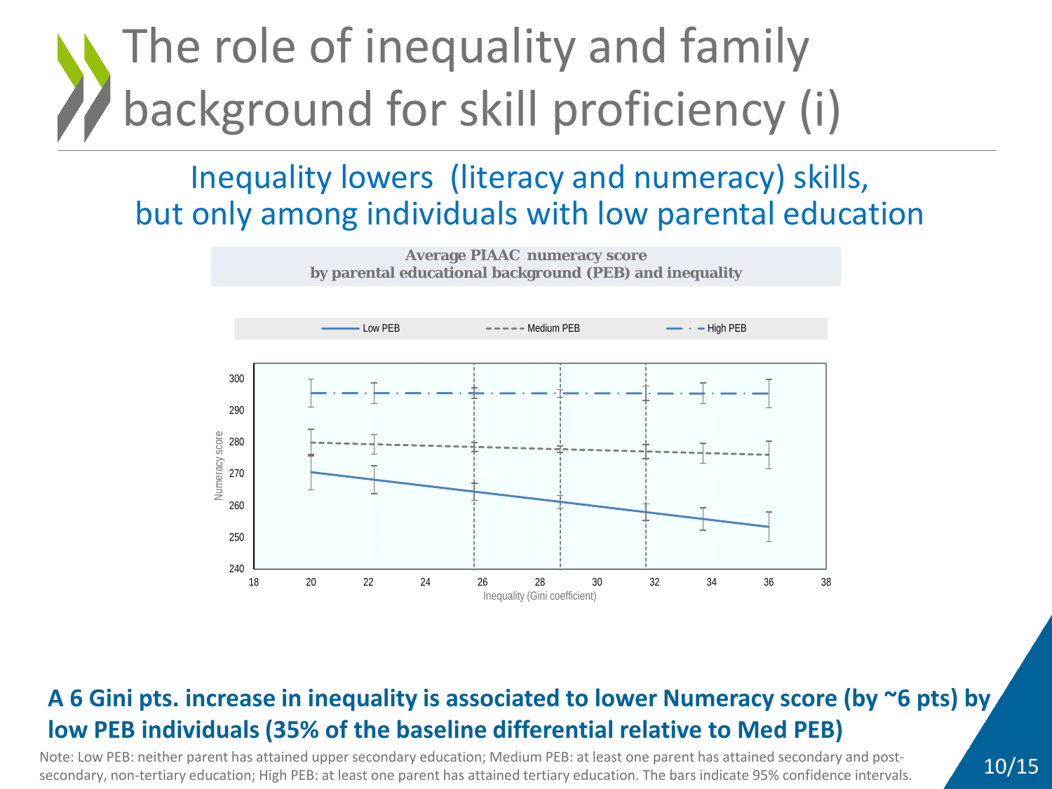# The role of inequality and family background for skill proficiency (i)

## Inequality lowers (literacy and numeracy) skills, but only among individuals with low parental education

**Average PIAAC numeracy score by parental educational background (PEB) and inequality**

Low PEB | Medium PEB | High PEB

Numeracy score

Inequality (Gini coefficient)

**A 6 Gini pts. increase in inequality is associated to lower Numeracy score (by ~6 pts) by low PEB individuals (35% of the baseline differential relative to Med PEB)**

Note: Low PEB: neither parent has attained upper secondary education; Medium PEB: at least one parent has attained secondary and post-secondary, non-tertiary education; High PEB: at least one parent has attained tertiary education. The bars indicate 95% confidence intervals.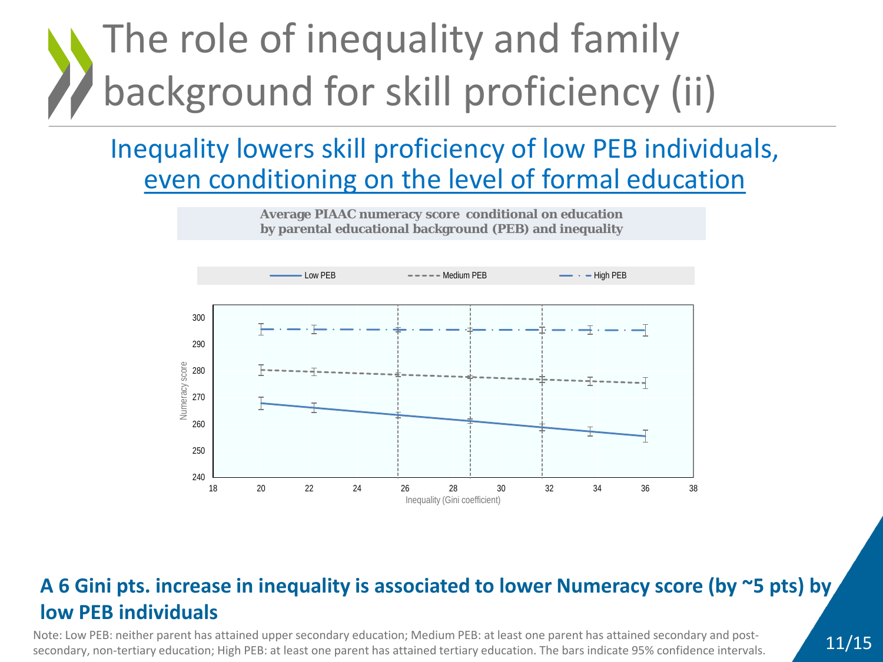# The role of inequality and family background for skill proficiency (ii)

## Inequality lowers skill proficiency of low PEB individuals, even conditioning on the level of formal education

**Average PIAAC numeracy score conditional on education by parental educational background (PEB) and inequality**

**A 6 Gini pts. increase in inequality is associated to lower Numeracy score (by ~5 pts) by low PEB individuals**

Note: Low PEB: neither parent has attained upper secondary education; Medium PEB: at least one parent has attained secondary and post-secondary, non-tertiary education; High PEB: at least one parent has attained tertiary education. The bars indicate 95% confidence intervals.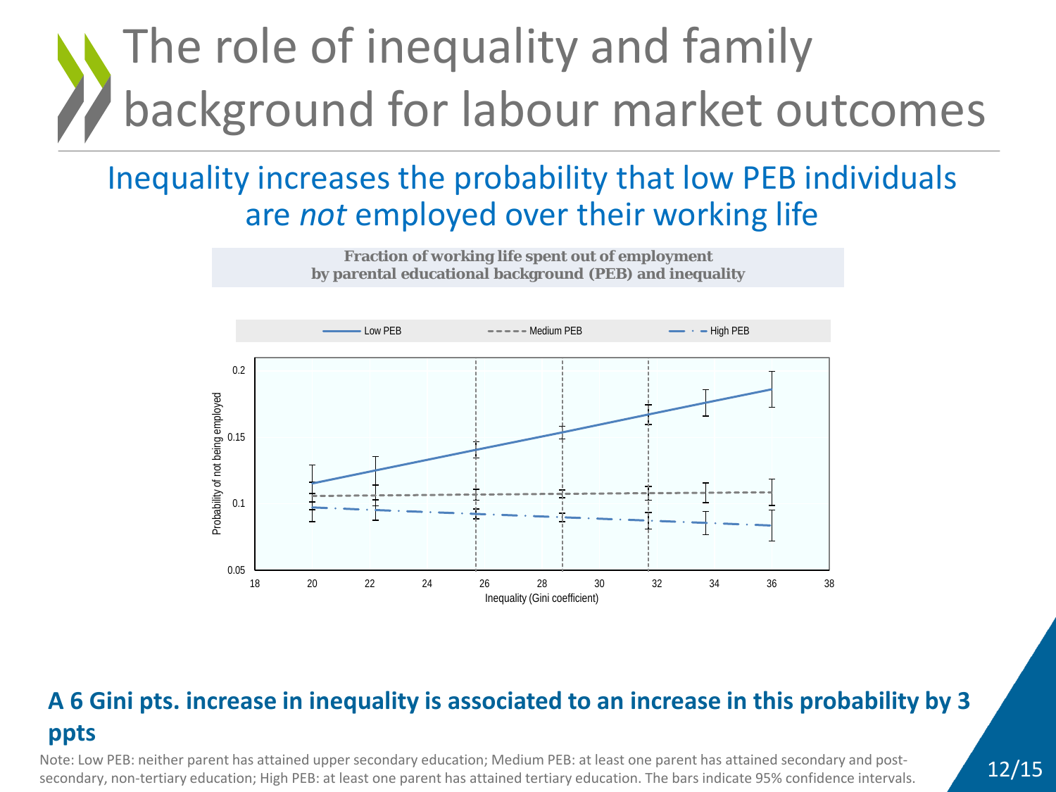# The role of inequality and family background for labour market outcomes

## Inequality increases the probability that low PEB individuals are *not* employed over their working life

**Fraction of working life spent out of employment by parental educational background (PEB) and inequality**

Low PEB | Medium PEB | High PEB

Probability of not being employed

Inequality (Gini coefficient)

**A 6 Gini pts. increase in inequality is associated to an increase in this probability by 3 ppts**

Note: Low PEB: neither parent has attained upper secondary education; Medium PEB: at least one parent has attained secondary and post-secondary, non-tertiary education; High PEB: at least one parent has attained tertiary education. The bars indicate 95% confidence intervals.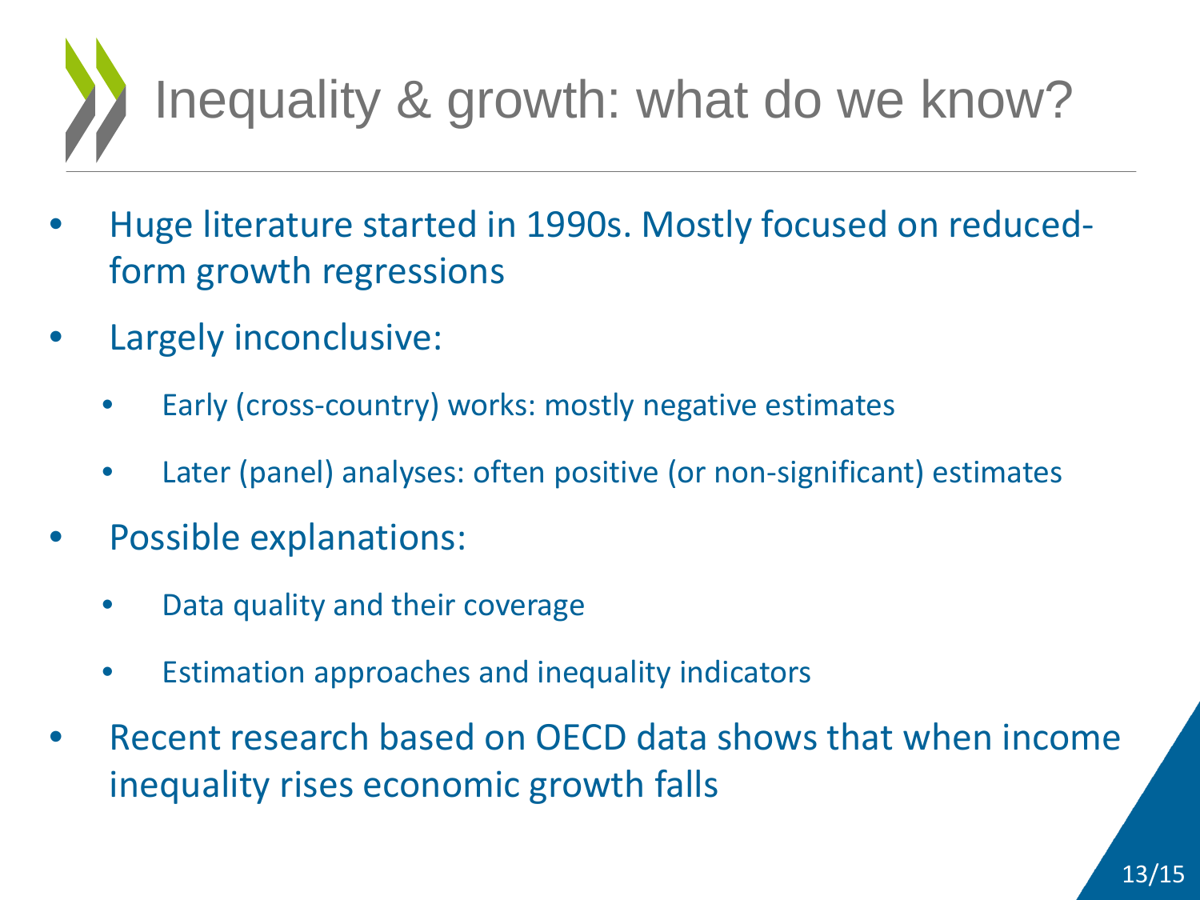# Inequality & growth: what do we know?

- Huge literature started in 1990s. Mostly focused on reduced-form growth regressions
- Largely inconclusive:
  - Early (cross-country) works: mostly negative estimates
  - Later (panel) analyses: often positive (or non-significant) estimates
- Possible explanations:
  - Data quality and their coverage
  - Estimation approaches and inequality indicators
- Recent research based on OECD data shows that when income inequality rises economic growth falls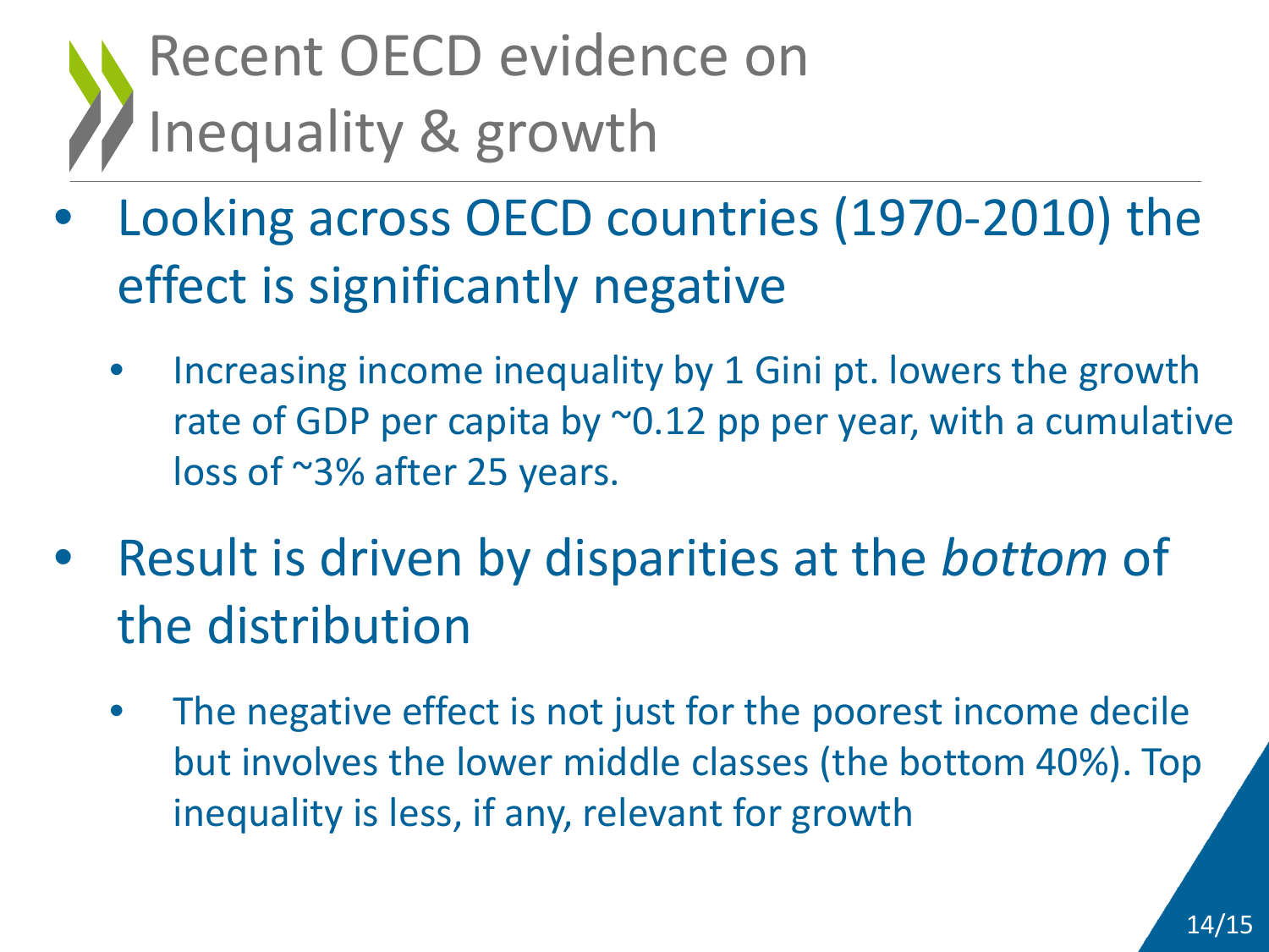# Recent OECD evidence on Inequality & growth

- Looking across OECD countries (1970-2010) the effect is significantly negative
  - Increasing income inequality by 1 Gini pt. lowers the growth rate of GDP per capita by ~0.12 pp per year, with a cumulative loss of ~3% after 25 years.
- Result is driven by disparities at the *bottom* of the distribution
  - The negative effect is not just for the poorest income decile but involves the lower middle classes (the bottom 40%). Top inequality is less, if any, relevant for growth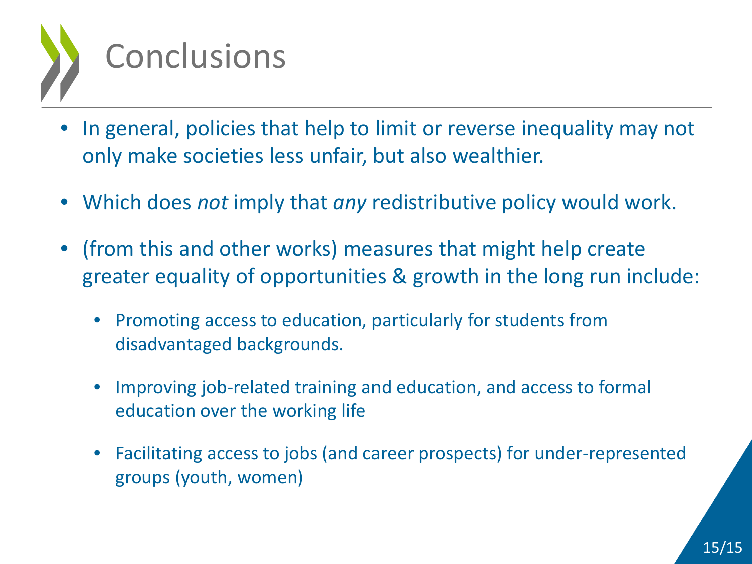# Conclusions

- In general, policies that help to limit or reverse inequality may not only make societies less unfair, but also wealthier.
- Which does *not* imply that *any* redistributive policy would work.
- (from this and other works) measures that might help create greater equality of opportunities & growth in the long run include:
  - Promoting access to education, particularly for students from disadvantaged backgrounds.
  - Improving job-related training and education, and access to formal education over the working life
  - Facilitating access to jobs (and career prospects) for under-represented groups (youth, women)